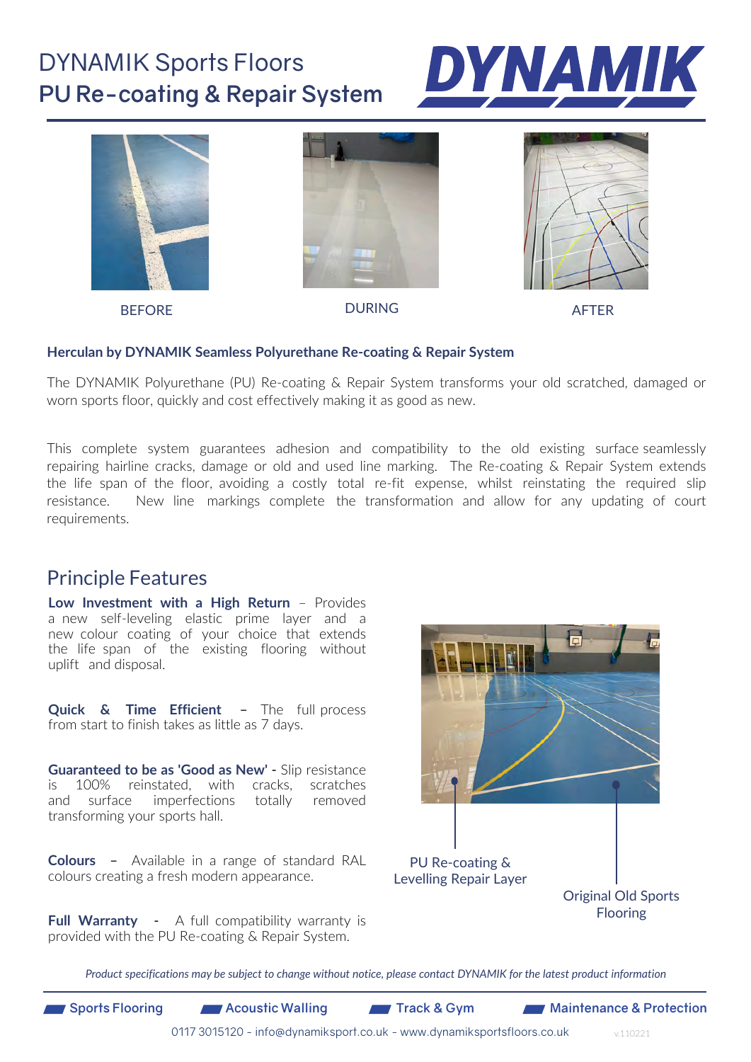# DYNAMIK Sports Floors
## PU Re-coating & Repair System

DYNAMIK

BEFORE

DURING

AFTER

**Herculan by DYNAMIK Seamless Polyurethane Re-coating & Repair System**

The DYNAMIK Polyurethane (PU) Re-coating & Repair System transforms your old scratched, damaged or worn sports floor, quickly and cost effectively making it as good as new.

This complete system guarantees adhesion and compatibility to the old existing surface seamlessly repairing hairline cracks, damage or old and used line marking. The Re-coating & Repair System extends the life span of the floor, avoiding a costly total re-fit expense, whilst reinstating the required slip resistance. New line markings complete the transformation and allow for any updating of court requirements.

## Principle Features

**Low Investment with a High Return** – Provides a new self-leveling elastic prime layer and a new colour coating of your choice that extends the life span of the existing flooring without uplift and disposal.

**Quick & Time Efficient** – The full process from start to finish takes as little as 7 days.

**Guaranteed to be as 'Good as New' -** Slip resistance is 100% reinstated, with cracks, scratches and surface imperfections totally removed transforming your sports hall.

**Colours** – Available in a range of standard RAL colours creating a fresh modern appearance.

**Full Warranty** - A full compatibility warranty is provided with the PU Re-coating & Repair System.

PU Re-coating & Levelling Repair Layer

Original Old Sports Flooring

*Product specifications may be subject to change without notice, please contact DYNAMIK for the latest product information*

Sports Flooring | Acoustic Walling | Track & Gym | Maintenance & Protection

0117 3015120 - info@dynamiksport.co.uk - www.dynamiksportsfloors.co.uk

v.110221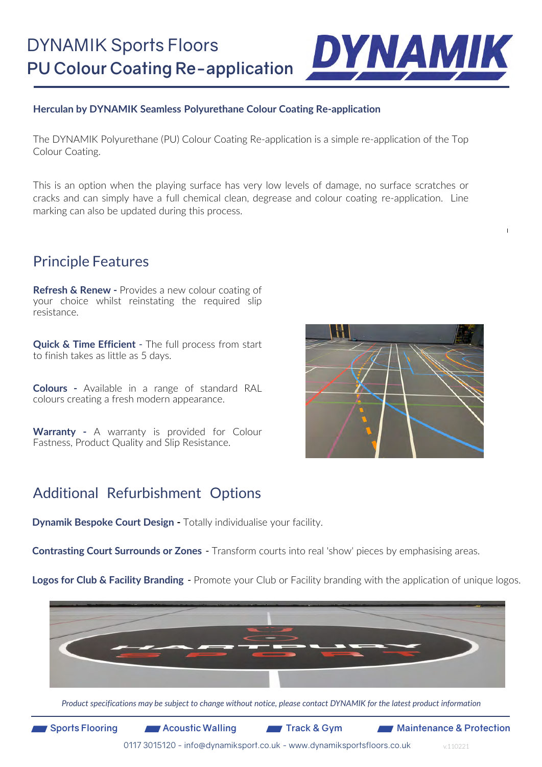# DYNAMIK Sports Floors
## PU Colour Coating Re-application

**Herculan by DYNAMIK Seamless Polyurethane Colour Coating Re-application**

The DYNAMIK Polyurethane (PU) Colour Coating Re-application is a simple re-application of the Top Colour Coating.

This is an option when the playing surface has very low levels of damage, no surface scratches or cracks and can simply have a full chemical clean, degrease and colour coating re-application. Line marking can also be updated during this process.

## Principle Features

**Refresh & Renew -** Provides a new colour coating of your choice whilst reinstating the required slip resistance.

**Quick & Time Efficient** - The full process from start to finish takes as little as 5 days.

**Colours -** Available in a range of standard RAL colours creating a fresh modern appearance.

**Warranty -** A warranty is provided for Colour Fastness, Product Quality and Slip Resistance.

## Additional Refurbishment Options

**Dynamik Bespoke Court Design -** Totally individualise your facility.

**Contrasting Court Surrounds or Zones -** Transform courts into real 'show' pieces by emphasising areas.

**Logos for Club & Facility Branding -** Promote your Club or Facility branding with the application of unique logos.

*Product specifications may be subject to change without notice, please contact DYNAMIK for the latest product information*

Sports Flooring | Acoustic Walling | Track & Gym | Maintenance & Protection

0117 3015120 - info@dynamiksport.co.uk - www.dynamiksportsfloors.co.uk

v.110221